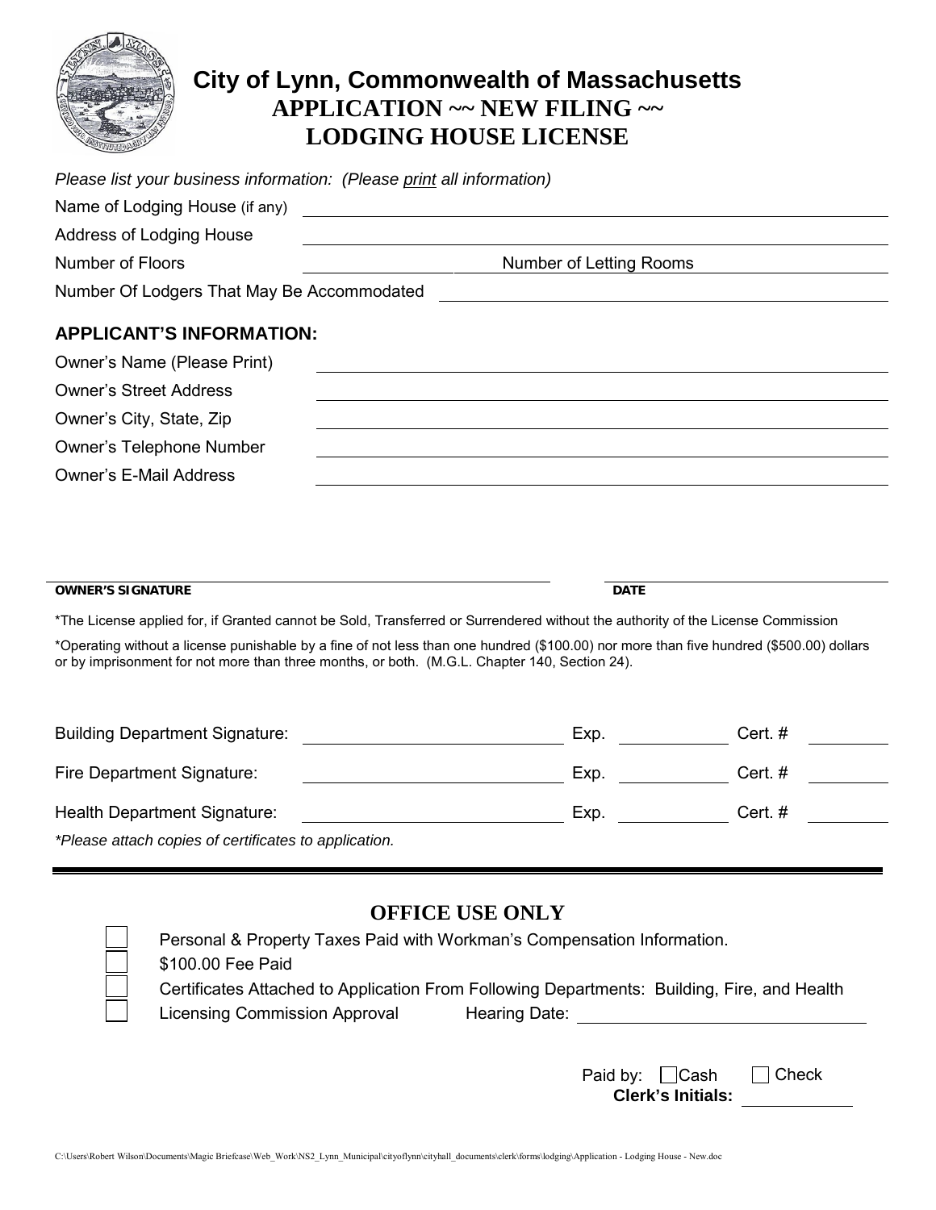# City of Lynn, Commonwealth of Massachusetts

## APPLICATION ~~ NEW FILING ~~

## LODGING HOUSE LICENSE

*Please list your business information: (Please print all information)*

Name of Lodging House (if any) ______________________________

Address of Lodging House ______________________________

Number of Floors ____________ Number of Letting Rooms ____________

Number Of Lodgers That May Be Accommodated ______________________________

### APPLICANT'S INFORMATION:

Owner's Name (Please Print) ______________________________

Owner's Street Address ______________________________

Owner's City, State, Zip ______________________________

Owner's Telephone Number ______________________________

Owner's E-Mail Address ______________________________

______________________________ ______________

**OWNER'S SIGNATURE** **DATE**

*The License applied for, if Granted cannot be Sold, Transferred or Surrendered without the authority of the License Commission

*Operating without a license punishable by a fine of not less than one hundred ($100.00) nor more than five hundred ($500.00) dollars or by imprisonment for not more than three months, or both. (M.G.L. Chapter 140, Section 24).

Building Department Signature: ______________________ Exp. __________ Cert. # ________

Fire Department Signature: ______________________ Exp. __________ Cert. # ________

Health Department Signature: ______________________ Exp. __________ Cert. # ________

*\*Please attach copies of certificates to application.*

---

## OFFICE USE ONLY

- ☐ Personal & Property Taxes Paid with Workman's Compensation Information.
- ☐ $100.00 Fee Paid
- ☐ Certificates Attached to Application From Following Departments: Building, Fire, and Health
- ☐ Licensing Commission Approval Hearing Date: ______________________

Paid by: ☐ Cash ☐ Check

**Clerk's Initials:** __________

C:\Users\Robert Wilson\Documents\Magic Briefcase\Web_Work\NS2_Lynn_Municipal\cityoflynn\cityhall_documents\clerk\forms\lodging\Application - Lodging House - New.doc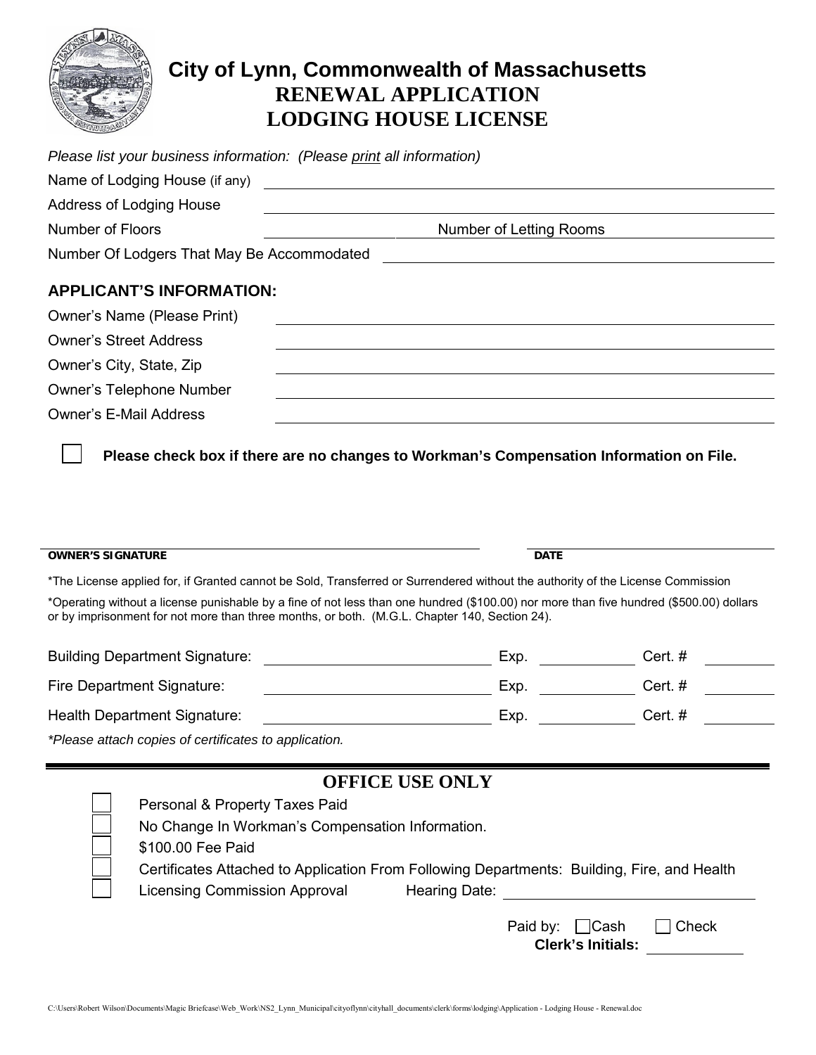# City of Lynn, Commonwealth of Massachusetts
## RENEWAL APPLICATION
## LODGING HOUSE LICENSE

*Please list your business information: (Please print all information)*

Name of Lodging House (if any) \_\_\_\_\_\_\_\_\_\_\_\_\_\_\_\_\_\_\_\_\_\_\_\_\_\_\_\_\_\_\_\_\_\_\_\_\_\_\_\_

Address of Lodging House \_\_\_\_\_\_\_\_\_\_\_\_\_\_\_\_\_\_\_\_\_\_\_\_\_\_\_\_\_\_\_\_\_\_\_\_\_\_\_\_

Number of Floors \_\_\_\_\_\_\_\_\_\_\_\_ Number of Letting Rooms \_\_\_\_\_\_\_\_\_\_\_\_

Number Of Lodgers That May Be Accommodated \_\_\_\_\_\_\_\_\_\_\_\_\_\_\_\_\_\_\_\_\_\_\_\_\_\_\_\_

### APPLICANT'S INFORMATION:

Owner's Name (Please Print) \_\_\_\_\_\_\_\_\_\_\_\_\_\_\_\_\_\_\_\_\_\_\_\_\_\_\_\_\_\_\_\_\_\_\_\_\_\_\_\_

Owner's Street Address \_\_\_\_\_\_\_\_\_\_\_\_\_\_\_\_\_\_\_\_\_\_\_\_\_\_\_\_\_\_\_\_\_\_\_\_\_\_\_\_

Owner's City, State, Zip \_\_\_\_\_\_\_\_\_\_\_\_\_\_\_\_\_\_\_\_\_\_\_\_\_\_\_\_\_\_\_\_\_\_\_\_\_\_\_\_

Owner's Telephone Number \_\_\_\_\_\_\_\_\_\_\_\_\_\_\_\_\_\_\_\_\_\_\_\_\_\_\_\_\_\_\_\_\_\_\_\_\_\_\_\_

Owner's E-Mail Address \_\_\_\_\_\_\_\_\_\_\_\_\_\_\_\_\_\_\_\_\_\_\_\_\_\_\_\_\_\_\_\_\_\_\_\_\_\_\_\_

☐ **Please check box if there are no changes to Workman's Compensation Information on File.**

\_\_\_\_\_\_\_\_\_\_\_\_\_\_\_\_\_\_\_\_\_\_\_\_\_\_\_\_\_\_\_\_\_\_\_\_\_\_\_\_ \_\_\_\_\_\_\_\_\_\_\_\_\_\_\_\_\_\_\_\_
**OWNER'S SIGNATURE** **DATE**

*The License applied for, if Granted cannot be Sold, Transferred or Surrendered without the authority of the License Commission

*Operating without a license punishable by a fine of not less than one hundred ($100.00) nor more than five hundred ($500.00) dollars or by imprisonment for not more than three months, or both. (M.G.L. Chapter 140, Section 24).

Building Department Signature: \_\_\_\_\_\_\_\_\_\_\_\_\_\_\_\_\_\_\_\_ Exp. \_\_\_\_\_\_\_\_ Cert. # \_\_\_\_\_\_\_

Fire Department Signature: \_\_\_\_\_\_\_\_\_\_\_\_\_\_\_\_\_\_\_\_ Exp. \_\_\_\_\_\_\_\_ Cert. # \_\_\_\_\_\_\_

Health Department Signature: \_\_\_\_\_\_\_\_\_\_\_\_\_\_\_\_\_\_\_\_ Exp. \_\_\_\_\_\_\_\_ Cert. # \_\_\_\_\_\_\_

*\*Please attach copies of certificates to application.*

---

## OFFICE USE ONLY

- ☐ Personal & Property Taxes Paid
- ☐ No Change In Workman's Compensation Information.
- ☐ $100.00 Fee Paid
- ☐ Certificates Attached to Application From Following Departments: Building, Fire, and Health
- ☐ Licensing Commission Approval Hearing Date: \_\_\_\_\_\_\_\_\_\_\_\_\_\_\_\_\_\_\_\_

Paid by: ☐ Cash ☐ Check
**Clerk's Initials:** \_\_\_\_\_\_\_\_\_\_

C:\Users\Robert Wilson\Documents\Magic Briefcase\Web_Work\NS2_Lynn_Municipal\cityoflynn\cityhall_documents\clerk\forms\lodging\Application - Lodging House - Renewal.doc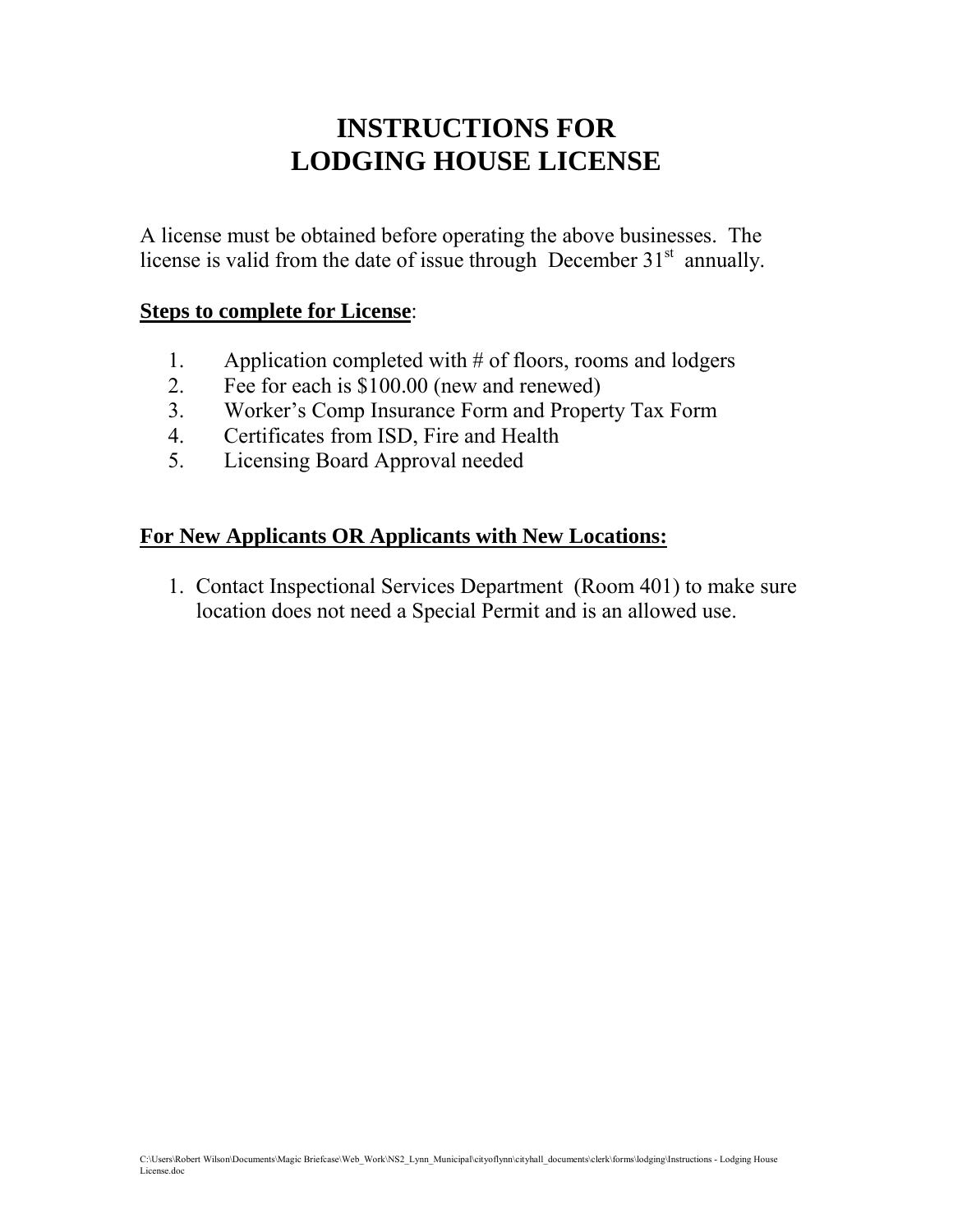# INSTRUCTIONS FOR LODGING HOUSE LICENSE

A license must be obtained before operating the above businesses. The license is valid from the date of issue through December 31st annually.

**Steps to complete for License**:

1. Application completed with # of floors, rooms and lodgers
2. Fee for each is $100.00 (new and renewed)
3. Worker's Comp Insurance Form and Property Tax Form
4. Certificates from ISD, Fire and Health
5. Licensing Board Approval needed

**For New Applicants OR Applicants with New Locations:**

1. Contact Inspectional Services Department (Room 401) to make sure location does not need a Special Permit and is an allowed use.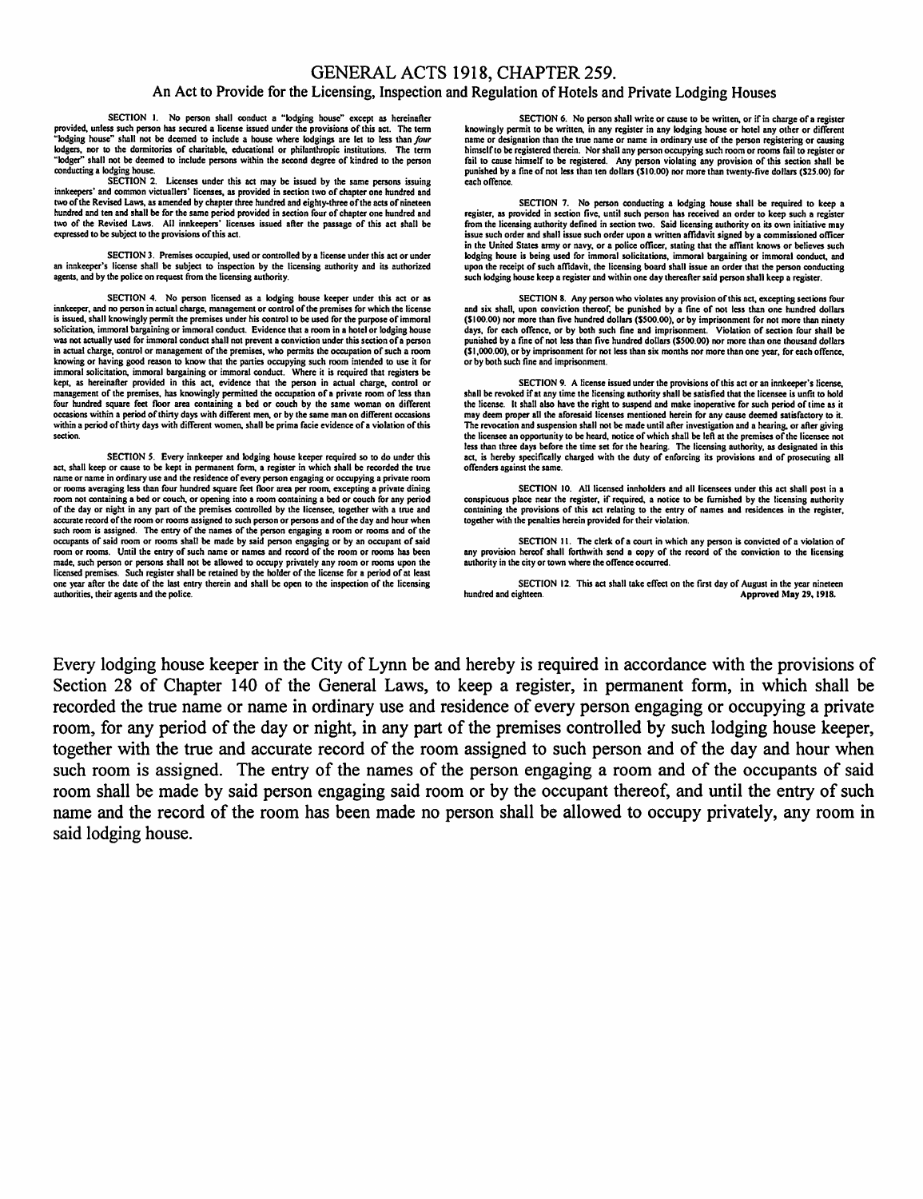# GENERAL ACTS 1918, CHAPTER 259.

## An Act to Provide for the Licensing, Inspection and Regulation of Hotels and Private Lodging Houses

SECTION 1. No person shall conduct a "lodging house" except as hereinafter provided, unless such person has secured a license issued under the provisions of this act. The term "lodging house" shall not be deemed to include a house where lodgings are let to less than *four* lodgers, nor to the dormitories of charitable, educational or philanthropic institutions. The term "lodger" shall not be deemed to include persons within the second degree of kindred to the person conducting a lodging house.

SECTION 2. Licenses under this act may be issued by the same persons issuing innkeepers' and common victuallers' licenses, as provided in section two of chapter one hundred and two of the Revised Laws, as amended by chapter three hundred and eighty-three of the acts of nineteen hundred and ten and shall be for the same period provided in section four of chapter one hundred and two of the Revised Laws. All innkeepers' licenses issued after the passage of this act shall be expressed to be subject to the provisions of this act.

SECTION 3. Premises occupied, used or controlled by a license under this act or under an innkeeper's license shall be subject to inspection by the licensing authority and its authorized agents, and by the police on request from the licensing authority.

SECTION 4. No person licensed as a lodging house keeper under this act or as innkeeper, and no person in actual charge, management or control of the premises for which the license is issued, shall knowingly permit the premises under his control to be used for the purpose of immoral solicitation, immoral bargaining or immoral conduct. Evidence that a room in a hotel or lodging house was not actually used for immoral conduct shall not prevent a conviction under this section of a person in actual charge, control or management of the premises, who permits the occupation of such a room knowing or having good reason to know that the parties occupying such room intended to use it for immoral solicitation, immoral bargaining or immoral conduct. Where it is required that registers be kept, as hereinafter provided in this act, evidence that the person in actual charge, control or management of the premises, has knowingly permitted the occupation of a private room of less than four hundred square feet floor area containing a bed or couch by the same woman on different occasions within a period of thirty days with different men, or by the same man on different occasions within a period of thirty days with different women, shall be prima facie evidence of a violation of this section.

SECTION 5. Every innkeeper and lodging house keeper required so to do under this act, shall keep or cause to be kept in permanent form, a register in which shall be recorded the true name or name in ordinary use and the residence of every person engaging or occupying a private room or rooms averaging less than four hundred square feet floor area per room, excepting a private dining room not containing a bed or couch, or opening into a room containing a bed or couch for any period of the day or night in any part of the premises controlled by the licensee, together with a true and accurate record of the room or rooms assigned to such person or persons and of the day and hour when such room is assigned. The entry of the names of the person engaging a room or rooms and of the occupants of said room or rooms shall be made by said person engaging or by an occupant of said room or rooms. Until the entry of such name or names and record of the room or rooms has been made, such person or persons shall not be allowed to occupy privately any room or rooms upon the licensed premises. Such register shall be retained by the holder of the license for a period of at least one year after the date of the last entry therein and shall be open to the inspection of the licensing authorities, their agents and the police.

SECTION 6. No person shall write or cause to be written, or if in charge of a register knowingly permit to be written, in any register in any lodging house or hotel any other or different name or designation than the true name or name in ordinary use of the person registering or causing himself to be registered therein. Nor shall any person occupying such room or rooms fail to register or fail to cause himself to be registered. Any person violating any provision of this section shall be punished by a fine of not less than ten dollars ($10.00) nor more than twenty-five dollars ($25.00) for each offence.

SECTION 7. No person conducting a lodging house shall be required to keep a register, as provided in section five, until such person has received an order to keep such a register from the licensing authority defined in section two. Said licensing authority on its own initiative may issue such order and shall issue such order upon a written affidavit signed by a commissioned officer in the United States army or navy, or a police officer, stating that the affiant knows or believes such lodging house is being used for immoral solicitations, immoral bargaining or immoral conduct, and upon the receipt of such affidavit, the licensing board shall issue an order that the person conducting such lodging house keep a register and within one day thereafter said person shall keep a register.

SECTION 8. Any person who violates any provision of this act, excepting sections four and six shall, upon conviction thereof, be punished by a fine of not less than one hundred dollars ($100.00) nor more than five hundred dollars ($500.00), or by imprisonment for not more than ninety days, for each offence, or by both such fine and imprisonment. Violation of section four shall be punished by a fine of not less than five hundred dollars ($500.00) nor more than one thousand dollars ($1,000.00), or by imprisonment for not less than six months nor more than one year, for each offence, or by both such fine and imprisonment.

SECTION 9. A license issued under the provisions of this act or an innkeeper's license, shall be revoked if at any time the licensing authority shall be satisfied that the licensee is unfit to hold the license. It shall also have the right to suspend and make inoperative for such period of time as it may deem proper all the aforesaid licenses mentioned herein for any cause deemed satisfactory to it. The revocation and suspension shall not be made until after investigation and a hearing, or after giving the licensee an opportunity to be heard, notice of which shall be left at the premises of the licensee not less than three days before the time set for the hearing. The licensing authority, as designated in this act, is hereby specifically charged with the duty of enforcing its provisions and of prosecuting all offenders against the same.

SECTION 10. All licensed innholders and all licensees under this act shall post in a conspicuous place near the register, if required, a notice to be furnished by the licensing authority containing the provisions of this act relating to the entry of names and residences in the register, together with the penalties herein provided for their violation.

SECTION 11. The clerk of a court in which any person is convicted of a violation of any provision hereof shall forthwith send a copy of the record of the conviction to the licensing authority in the city or town where the offence occurred.

SECTION 12. This act shall take effect on the first day of August in the year nineteen hundred and eighteen.

**Approved May 29, 1918.**

Every lodging house keeper in the City of Lynn be and hereby is required in accordance with the provisions of Section 28 of Chapter 140 of the General Laws, to keep a register, in permanent form, in which shall be recorded the true name or name in ordinary use and residence of every person engaging or occupying a private room, for any period of the day or night, in any part of the premises controlled by such lodging house keeper, together with the true and accurate record of the room assigned to such person and of the day and hour when such room is assigned. The entry of the names of the person engaging a room and of the occupants of said room shall be made by said person engaging said room or by the occupant thereof, and until the entry of such name and the record of the room has been made no person shall be allowed to occupy privately, any room in said lodging house.